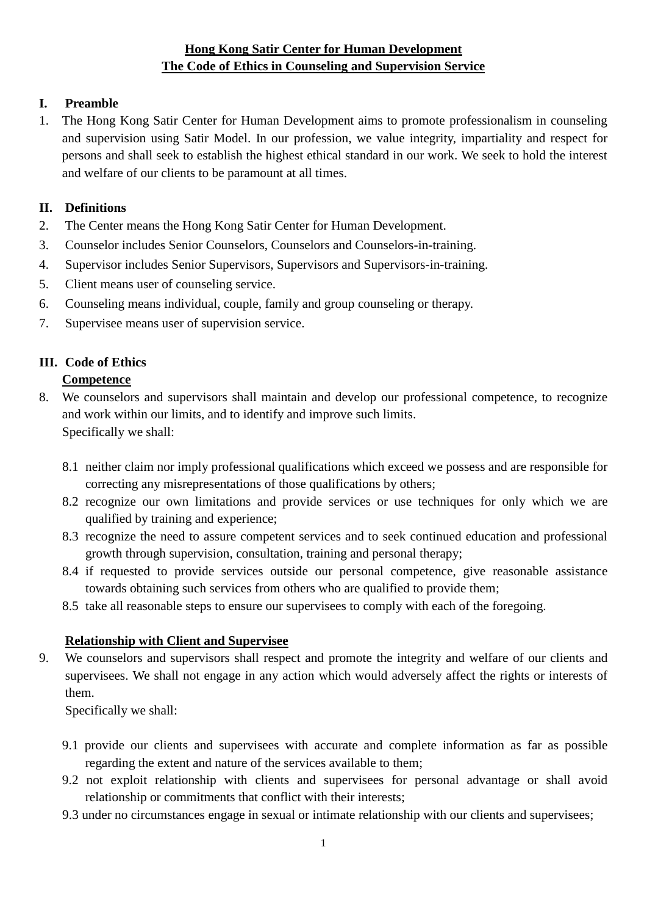# Hong Kong Satir Center for Human Development
# The Code of Ethics in Counseling and Supervision Service

## I. Preamble

1. The Hong Kong Satir Center for Human Development aims to promote professionalism in counseling and supervision using Satir Model. In our profession, we value integrity, impartiality and respect for persons and shall seek to establish the highest ethical standard in our work. We seek to hold the interest and welfare of our clients to be paramount at all times.

## II. Definitions

2. The Center means the Hong Kong Satir Center for Human Development.
3. Counselor includes Senior Counselors, Counselors and Counselors-in-training.
4. Supervisor includes Senior Supervisors, Supervisors and Supervisors-in-training.
5. Client means user of counseling service.
6. Counseling means individual, couple, family and group counseling or therapy.
7. Supervisee means user of supervision service.

## III. Code of Ethics

### Competence

8. We counselors and supervisors shall maintain and develop our professional competence, to recognize and work within our limits, and to identify and improve such limits.
   Specifically we shall:

   8.1 neither claim nor imply professional qualifications which exceed we possess and are responsible for correcting any misrepresentations of those qualifications by others;
   8.2 recognize our own limitations and provide services or use techniques for only which we are qualified by training and experience;
   8.3 recognize the need to assure competent services and to seek continued education and professional growth through supervision, consultation, training and personal therapy;
   8.4 if requested to provide services outside our personal competence, give reasonable assistance towards obtaining such services from others who are qualified to provide them;
   8.5 take all reasonable steps to ensure our supervisees to comply with each of the foregoing.

### Relationship with Client and Supervisee

9. We counselors and supervisors shall respect and promote the integrity and welfare of our clients and supervisees. We shall not engage in any action which would adversely affect the rights or interests of them.
   Specifically we shall:

   9.1 provide our clients and supervisees with accurate and complete information as far as possible regarding the extent and nature of the services available to them;
   9.2 not exploit relationship with clients and supervisees for personal advantage or shall avoid relationship or commitments that conflict with their interests;
   9.3 under no circumstances engage in sexual or intimate relationship with our clients and supervisees;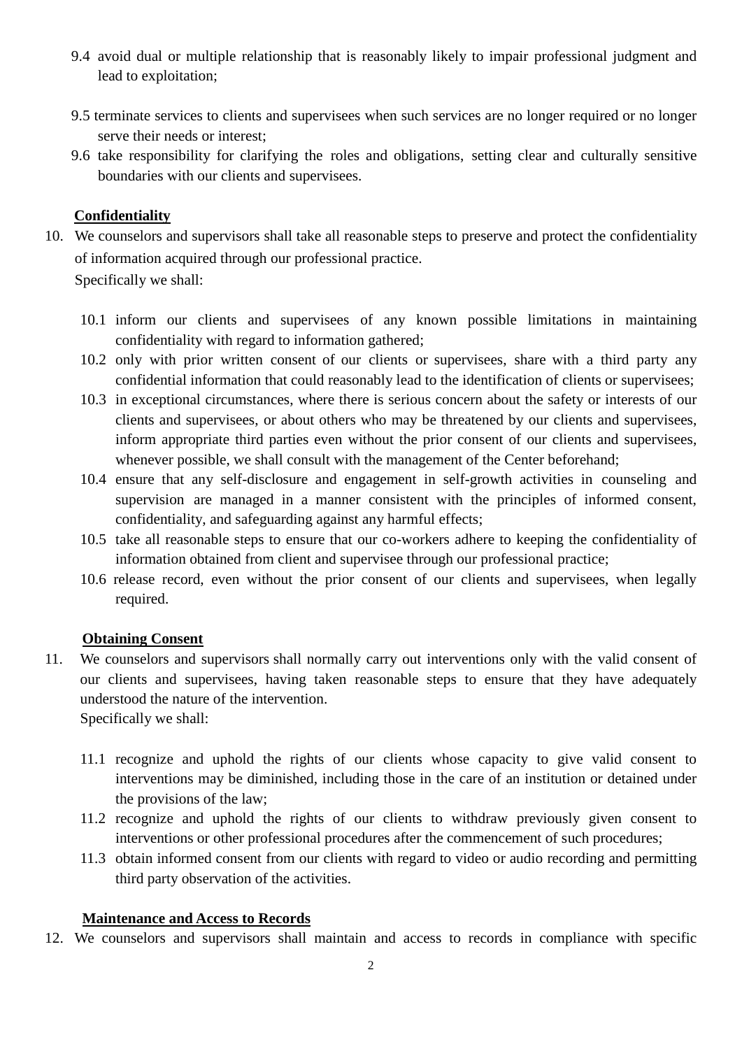9.4 avoid dual or multiple relationship that is reasonably likely to impair professional judgment and lead to exploitation;

9.5 terminate services to clients and supervisees when such services are no longer required or no longer serve their needs or interest;

9.6 take responsibility for clarifying the roles and obligations, setting clear and culturally sensitive boundaries with our clients and supervisees.

**Confidentiality**

10. We counselors and supervisors shall take all reasonable steps to preserve and protect the confidentiality of information acquired through our professional practice.
 Specifically we shall:

 10.1 inform our clients and supervisees of any known possible limitations in maintaining confidentiality with regard to information gathered;
 10.2 only with prior written consent of our clients or supervisees, share with a third party any confidential information that could reasonably lead to the identification of clients or supervisees;
 10.3 in exceptional circumstances, where there is serious concern about the safety or interests of our clients and supervisees, or about others who may be threatened by our clients and supervisees, inform appropriate third parties even without the prior consent of our clients and supervisees, whenever possible, we shall consult with the management of the Center beforehand;
 10.4 ensure that any self-disclosure and engagement in self-growth activities in counseling and supervision are managed in a manner consistent with the principles of informed consent, confidentiality, and safeguarding against any harmful effects;
 10.5 take all reasonable steps to ensure that our co-workers adhere to keeping the confidentiality of information obtained from client and supervisee through our professional practice;
 10.6 release record, even without the prior consent of our clients and supervisees, when legally required.

**Obtaining Consent**

11. We counselors and supervisors shall normally carry out interventions only with the valid consent of our clients and supervisees, having taken reasonable steps to ensure that they have adequately understood the nature of the intervention.
 Specifically we shall:

 11.1 recognize and uphold the rights of our clients whose capacity to give valid consent to interventions may be diminished, including those in the care of an institution or detained under the provisions of the law;
 11.2 recognize and uphold the rights of our clients to withdraw previously given consent to interventions or other professional procedures after the commencement of such procedures;
 11.3 obtain informed consent from our clients with regard to video or audio recording and permitting third party observation of the activities.

**Maintenance and Access to Records**

12. We counselors and supervisors shall maintain and access to records in compliance with specific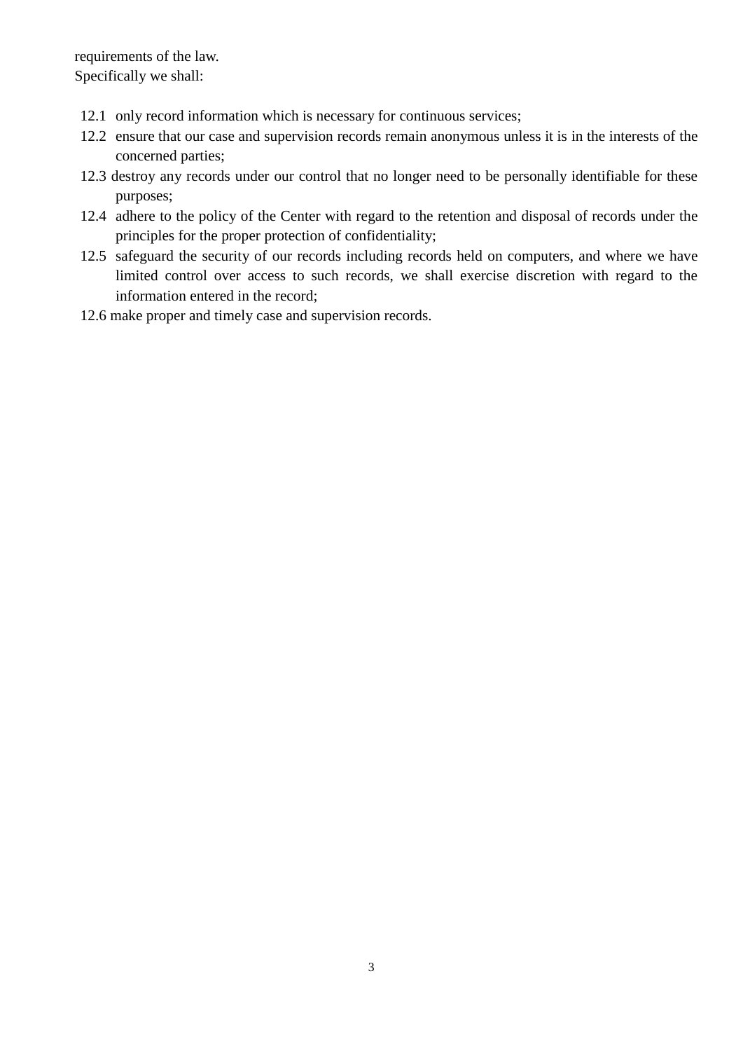requirements of the law.
Specifically we shall:

12.1 only record information which is necessary for continuous services;

12.2 ensure that our case and supervision records remain anonymous unless it is in the interests of the concerned parties;

12.3 destroy any records under our control that no longer need to be personally identifiable for these purposes;

12.4 adhere to the policy of the Center with regard to the retention and disposal of records under the principles for the proper protection of confidentiality;

12.5 safeguard the security of our records including records held on computers, and where we have limited control over access to such records, we shall exercise discretion with regard to the information entered in the record;

12.6 make proper and timely case and supervision records.